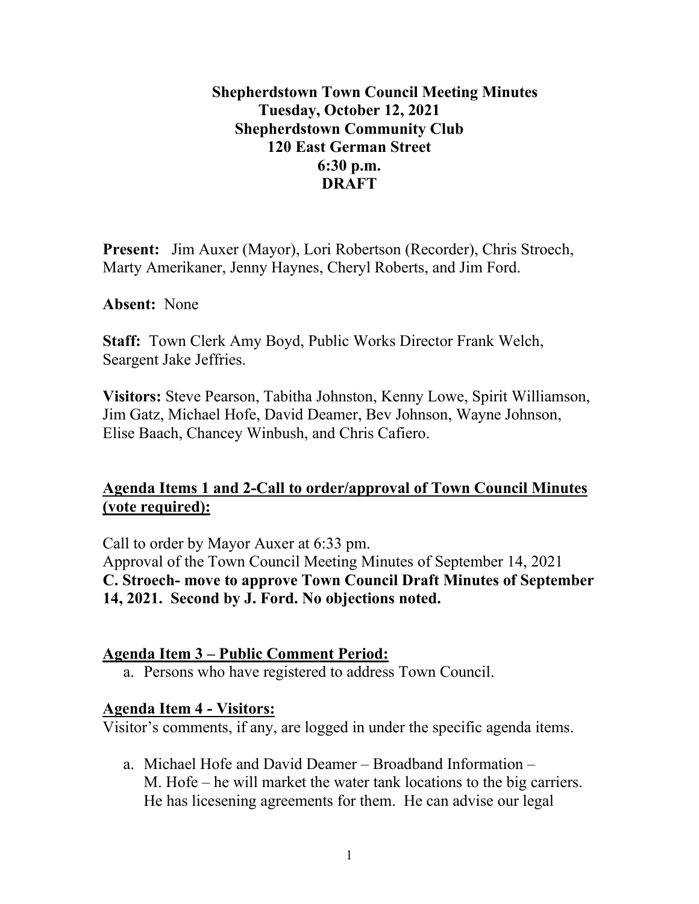**Shepherdstown Town Council Meeting Minutes**
**Tuesday, October 12, 2021**
**Shepherdstown Community Club**
**120 East German Street**
**6:30 p.m.**
**DRAFT**

**Present:** Jim Auxer (Mayor), Lori Robertson (Recorder), Chris Stroech, Marty Amerikaner, Jenny Haynes, Cheryl Roberts, and Jim Ford.

**Absent:** None

**Staff:** Town Clerk Amy Boyd, Public Works Director Frank Welch, Seargent Jake Jeffries.

**Visitors:** Steve Pearson, Tabitha Johnston, Kenny Lowe, Spirit Williamson, Jim Gatz, Michael Hofe, David Deamer, Bev Johnson, Wayne Johnson, Elise Baach, Chancey Winbush, and Chris Cafiero.

## Agenda Items 1 and 2-Call to order/approval of Town Council Minutes (vote required):

Call to order by Mayor Auxer at 6:33 pm.
Approval of the Town Council Meeting Minutes of September 14, 2021
**C. Stroech- move to approve Town Council Draft Minutes of September 14, 2021. Second by J. Ford. No objections noted.**

## Agenda Item 3 – Public Comment Period:

a. Persons who have registered to address Town Council.

## Agenda Item 4 - Visitors:

Visitor's comments, if any, are logged in under the specific agenda items.

a. Michael Hofe and David Deamer – Broadband Information – M. Hofe – he will market the water tank locations to the big carriers. He has licesening agreements for them. He can advise our legal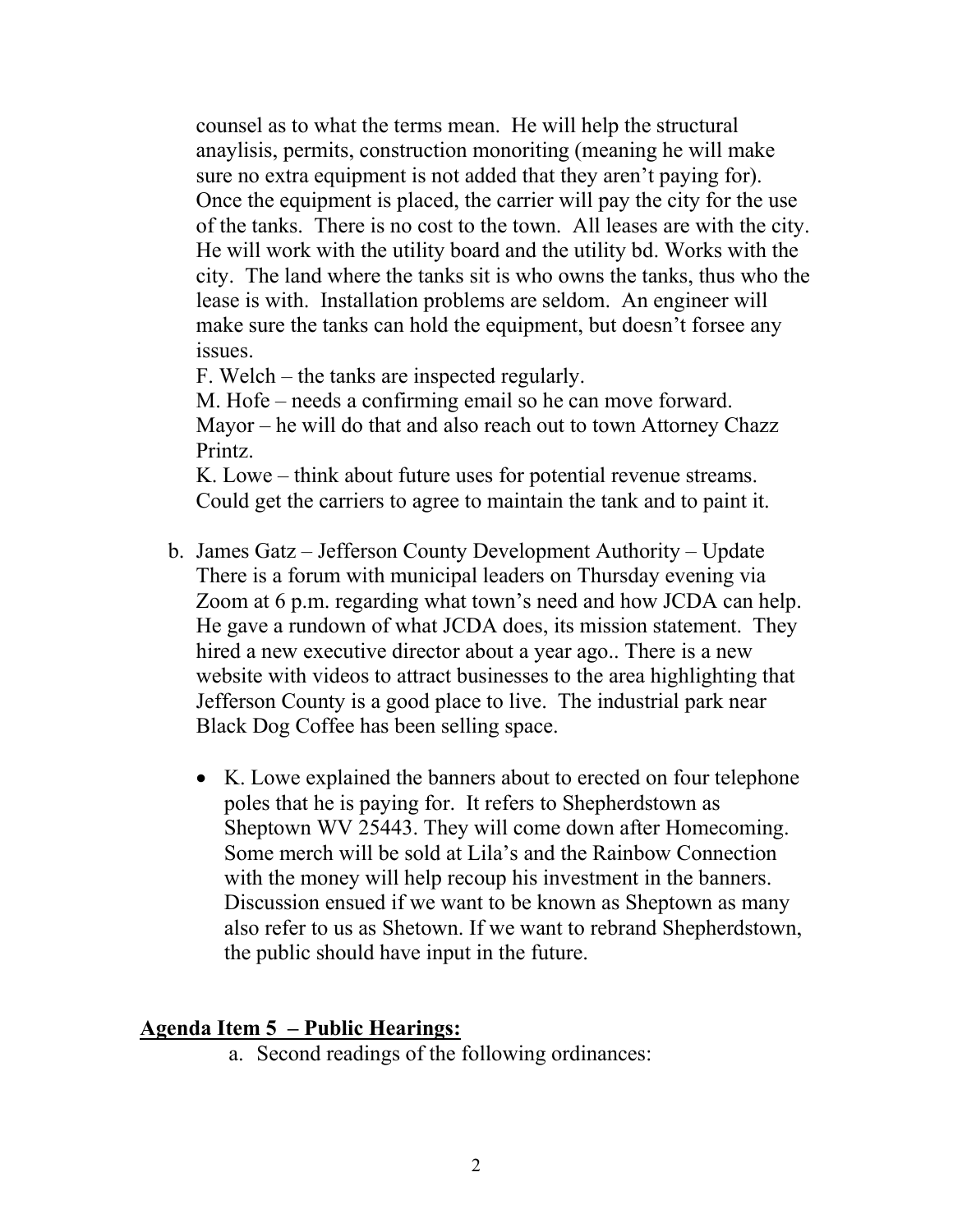counsel as to what the terms mean. He will help the structural anaylisis, permits, construction monoriting (meaning he will make sure no extra equipment is not added that they aren't paying for). Once the equipment is placed, the carrier will pay the city for the use of the tanks. There is no cost to the town. All leases are with the city. He will work with the utility board and the utility bd. Works with the city. The land where the tanks sit is who owns the tanks, thus who the lease is with. Installation problems are seldom. An engineer will make sure the tanks can hold the equipment, but doesn't forsee any issues.

F. Welch – the tanks are inspected regularly.

M. Hofe – needs a confirming email so he can move forward.

Mayor – he will do that and also reach out to town Attorney Chazz Printz.

K. Lowe – think about future uses for potential revenue streams. Could get the carriers to agree to maintain the tank and to paint it.

b. James Gatz – Jefferson County Development Authority – Update
There is a forum with municipal leaders on Thursday evening via Zoom at 6 p.m. regarding what town's need and how JCDA can help. He gave a rundown of what JCDA does, its mission statement. They hired a new executive director about a year ago.. There is a new website with videos to attract businesses to the area highlighting that Jefferson County is a good place to live. The industrial park near Black Dog Coffee has been selling space.

- K. Lowe explained the banners about to erected on four telephone poles that he is paying for. It refers to Shepherdstown as Sheptown WV 25443. They will come down after Homecoming. Some merch will be sold at Lila's and the Rainbow Connection with the money will help recoup his investment in the banners. Discussion ensued if we want to be known as Sheptown as many also refer to us as Shetown. If we want to rebrand Shepherdstown, the public should have input in the future.

**Agenda Item 5 – Public Hearings:**

a. Second readings of the following ordinances: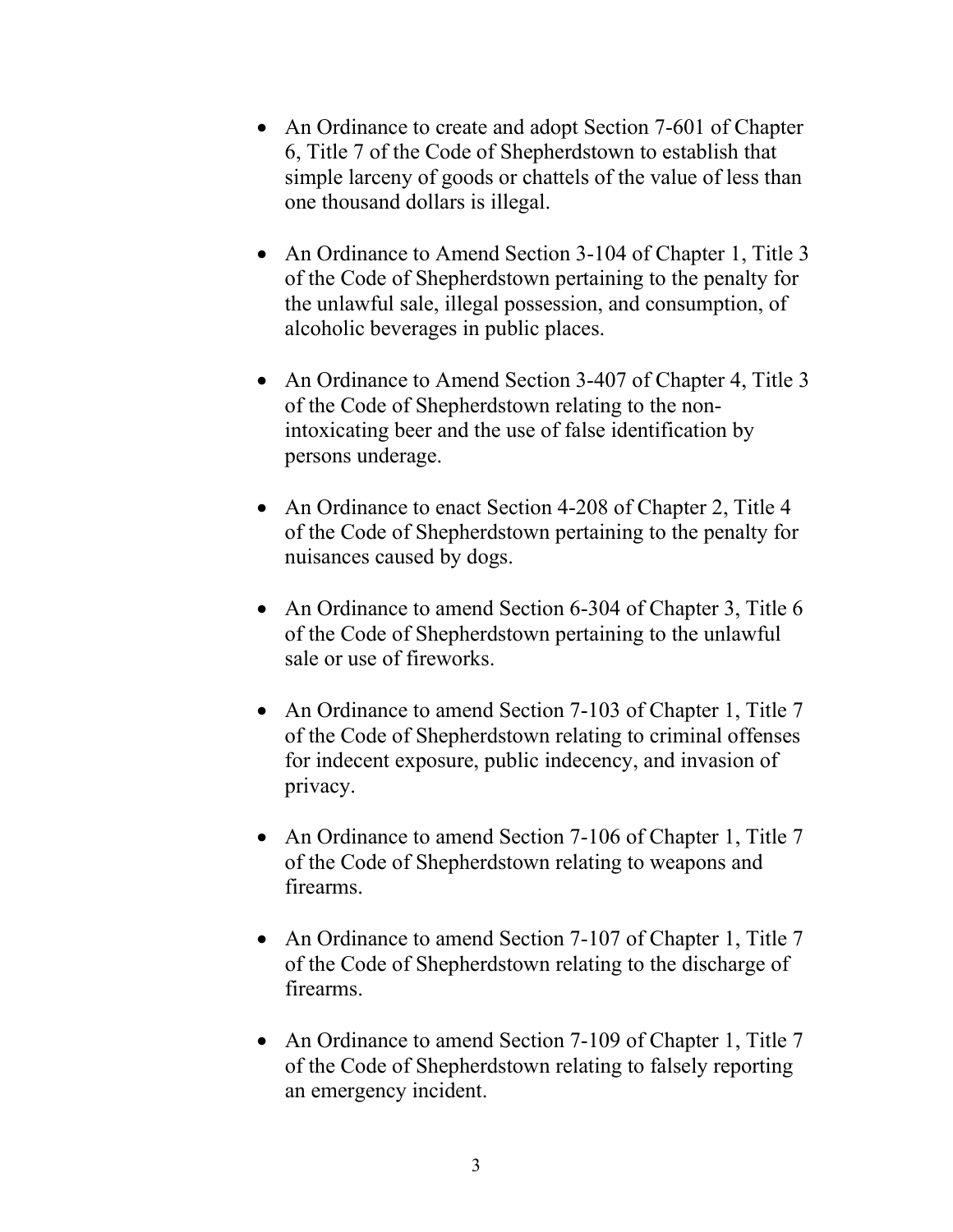- An Ordinance to create and adopt Section 7-601 of Chapter 6, Title 7 of the Code of Shepherdstown to establish that simple larceny of goods or chattels of the value of less than one thousand dollars is illegal.

- An Ordinance to Amend Section 3-104 of Chapter 1, Title 3 of the Code of Shepherdstown pertaining to the penalty for the unlawful sale, illegal possession, and consumption, of alcoholic beverages in public places.

- An Ordinance to Amend Section 3-407 of Chapter 4, Title 3 of the Code of Shepherdstown relating to the non-intoxicating beer and the use of false identification by persons underage.

- An Ordinance to enact Section 4-208 of Chapter 2, Title 4 of the Code of Shepherdstown pertaining to the penalty for nuisances caused by dogs.

- An Ordinance to amend Section 6-304 of Chapter 3, Title 6 of the Code of Shepherdstown pertaining to the unlawful sale or use of fireworks.

- An Ordinance to amend Section 7-103 of Chapter 1, Title 7 of the Code of Shepherdstown relating to criminal offenses for indecent exposure, public indecency, and invasion of privacy.

- An Ordinance to amend Section 7-106 of Chapter 1, Title 7 of the Code of Shepherdstown relating to weapons and firearms.

- An Ordinance to amend Section 7-107 of Chapter 1, Title 7 of the Code of Shepherdstown relating to the discharge of firearms.

- An Ordinance to amend Section 7-109 of Chapter 1, Title 7 of the Code of Shepherdstown relating to falsely reporting an emergency incident.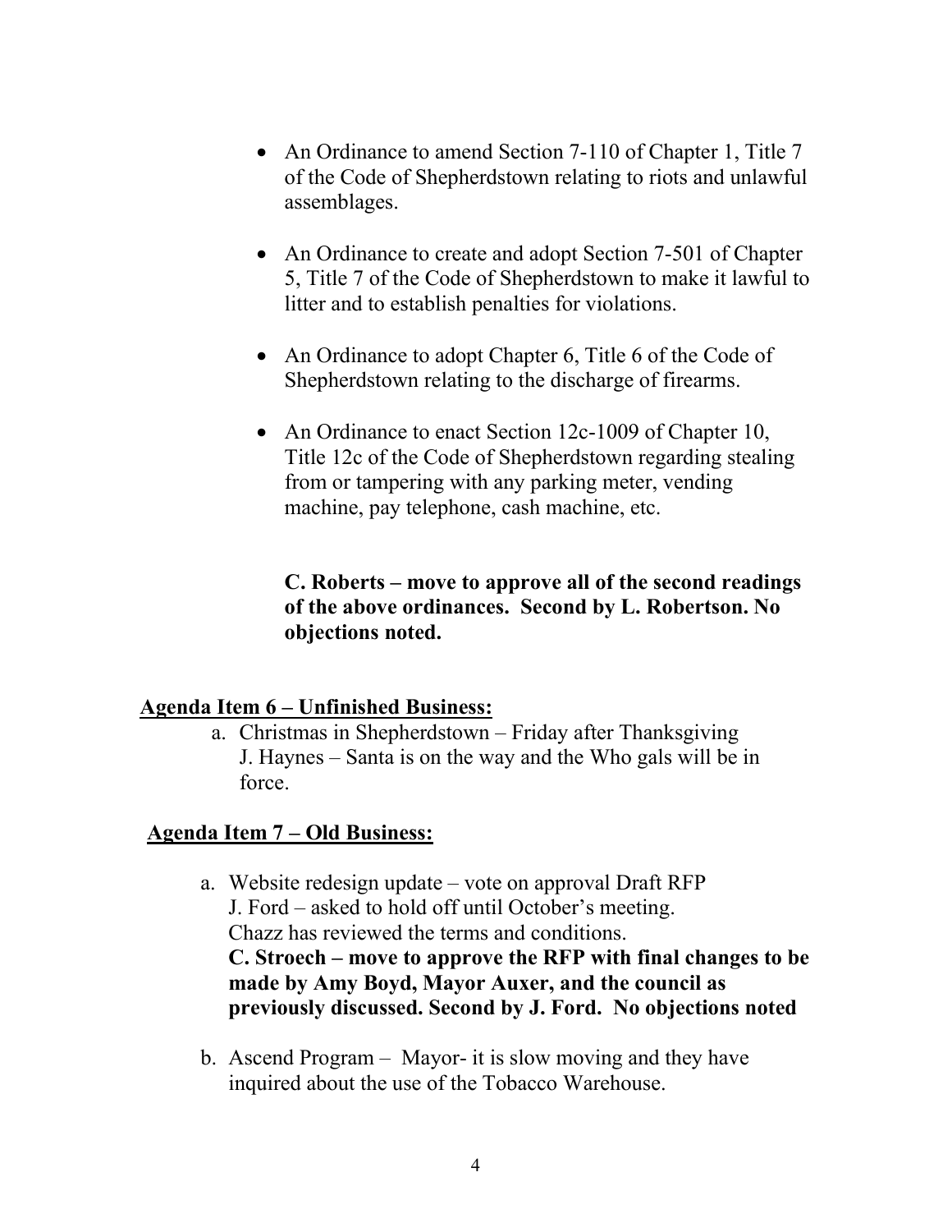- An Ordinance to amend Section 7-110 of Chapter 1, Title 7 of the Code of Shepherdstown relating to riots and unlawful assemblages.
- An Ordinance to create and adopt Section 7-501 of Chapter 5, Title 7 of the Code of Shepherdstown to make it lawful to litter and to establish penalties for violations.
- An Ordinance to adopt Chapter 6, Title 6 of the Code of Shepherdstown relating to the discharge of firearms.
- An Ordinance to enact Section 12c-1009 of Chapter 10, Title 12c of the Code of Shepherdstown regarding stealing from or tampering with any parking meter, vending machine, pay telephone, cash machine, etc.

**C. Roberts – move to approve all of the second readings of the above ordinances. Second by L. Robertson. No objections noted.**

**Agenda Item 6 – Unfinished Business:**

a. Christmas in Shepherdstown – Friday after Thanksgiving
   J. Haynes – Santa is on the way and the Who gals will be in force.

**Agenda Item 7 – Old Business:**

a. Website redesign update – vote on approval Draft RFP
   J. Ford – asked to hold off until October's meeting.
   Chazz has reviewed the terms and conditions.
   **C. Stroech – move to approve the RFP with final changes to be made by Amy Boyd, Mayor Auxer, and the council as previously discussed. Second by J. Ford. No objections noted**

b. Ascend Program – Mayor- it is slow moving and they have inquired about the use of the Tobacco Warehouse.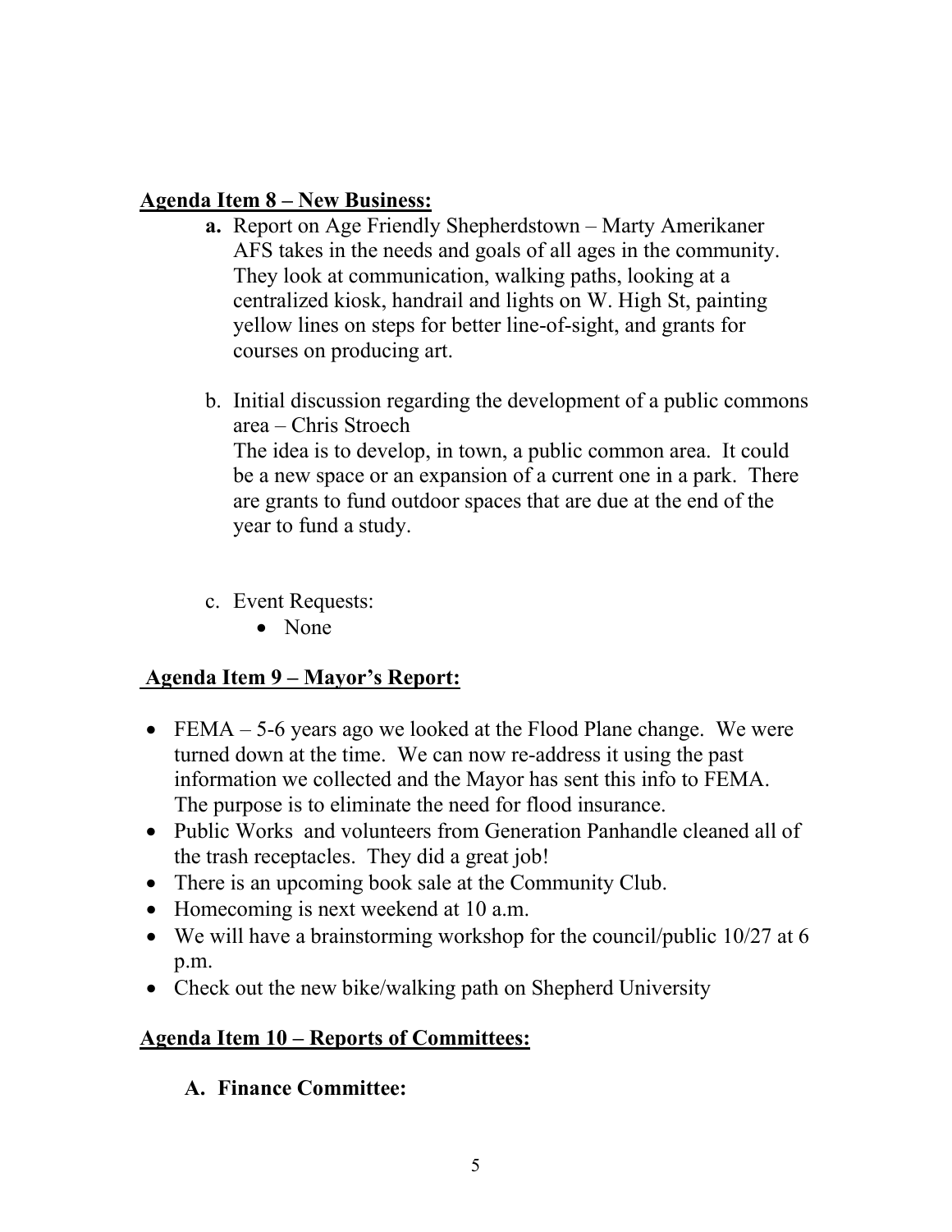**Agenda Item 8 – New Business:**

- **a.** Report on Age Friendly Shepherdstown – Marty Amerikaner
  AFS takes in the needs and goals of all ages in the community. They look at communication, walking paths, looking at a centralized kiosk, handrail and lights on W. High St, painting yellow lines on steps for better line-of-sight, and grants for courses on producing art.

- b. Initial discussion regarding the development of a public commons area – Chris Stroech
  The idea is to develop, in town, a public common area. It could be a new space or an expansion of a current one in a park. There are grants to fund outdoor spaces that are due at the end of the year to fund a study.

- c. Event Requests:
  - None

**Agenda Item 9 – Mayor's Report:**

- FEMA – 5-6 years ago we looked at the Flood Plane change. We were turned down at the time. We can now re-address it using the past information we collected and the Mayor has sent this info to FEMA. The purpose is to eliminate the need for flood insurance.
- Public Works and volunteers from Generation Panhandle cleaned all of the trash receptacles. They did a great job!
- There is an upcoming book sale at the Community Club.
- Homecoming is next weekend at 10 a.m.
- We will have a brainstorming workshop for the council/public 10/27 at 6 p.m.
- Check out the new bike/walking path on Shepherd University

**Agenda Item 10 – Reports of Committees:**

**A. Finance Committee:**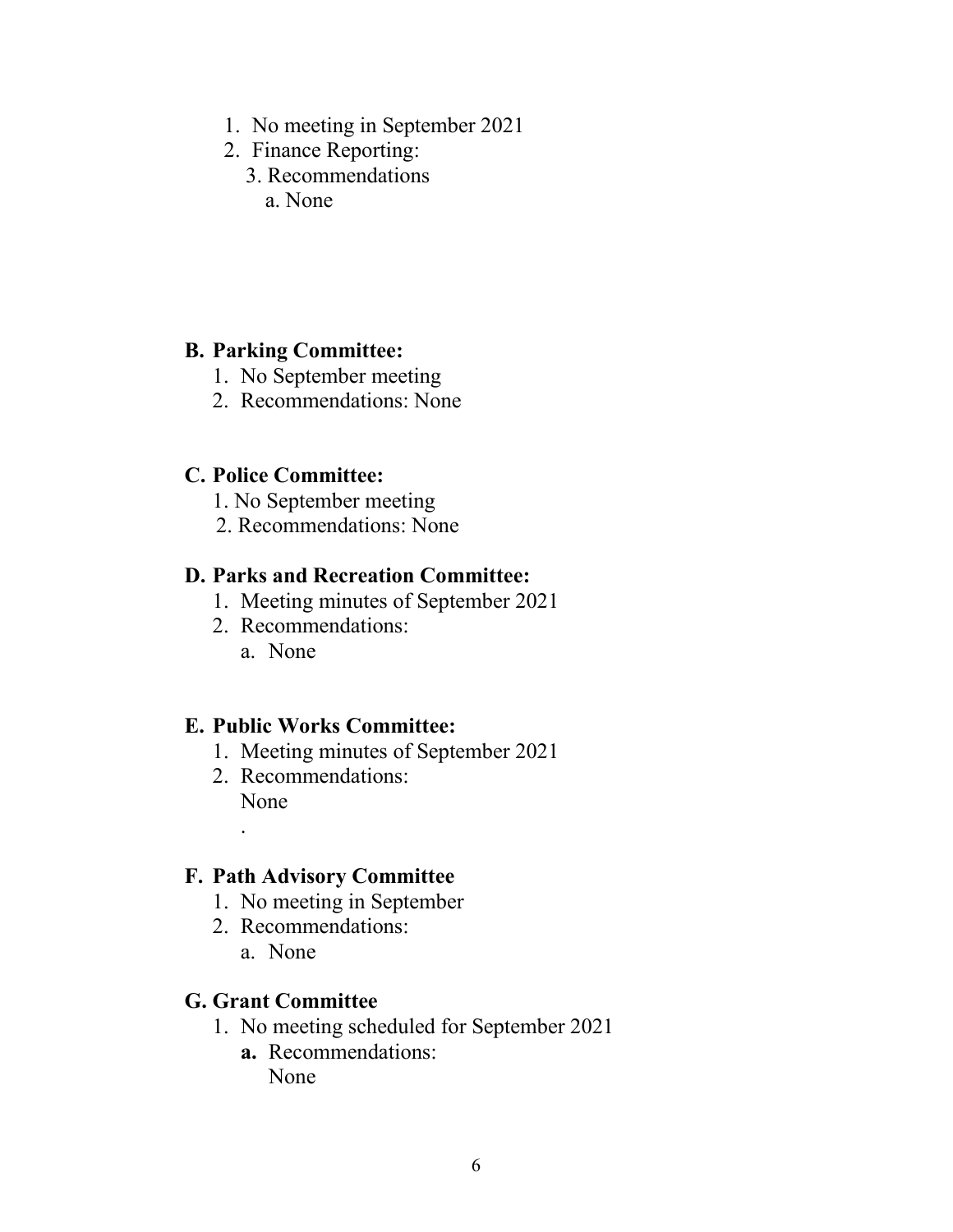1. No meeting in September 2021
2. Finance Reporting:
   3. Recommendations
      a. None

**B. Parking Committee:**

1. No September meeting
2. Recommendations: None

**C. Police Committee:**

1. No September meeting
2. Recommendations: None

**D. Parks and Recreation Committee:**

1. Meeting minutes of September 2021
2. Recommendations:
   a. None

**E. Public Works Committee:**

1. Meeting minutes of September 2021
2. Recommendations:
   None
   .

**F. Path Advisory Committee**

1. No meeting in September
2. Recommendations:
   a. None

**G. Grant Committee**

1. No meeting scheduled for September 2021
   **a.** Recommendations:
   None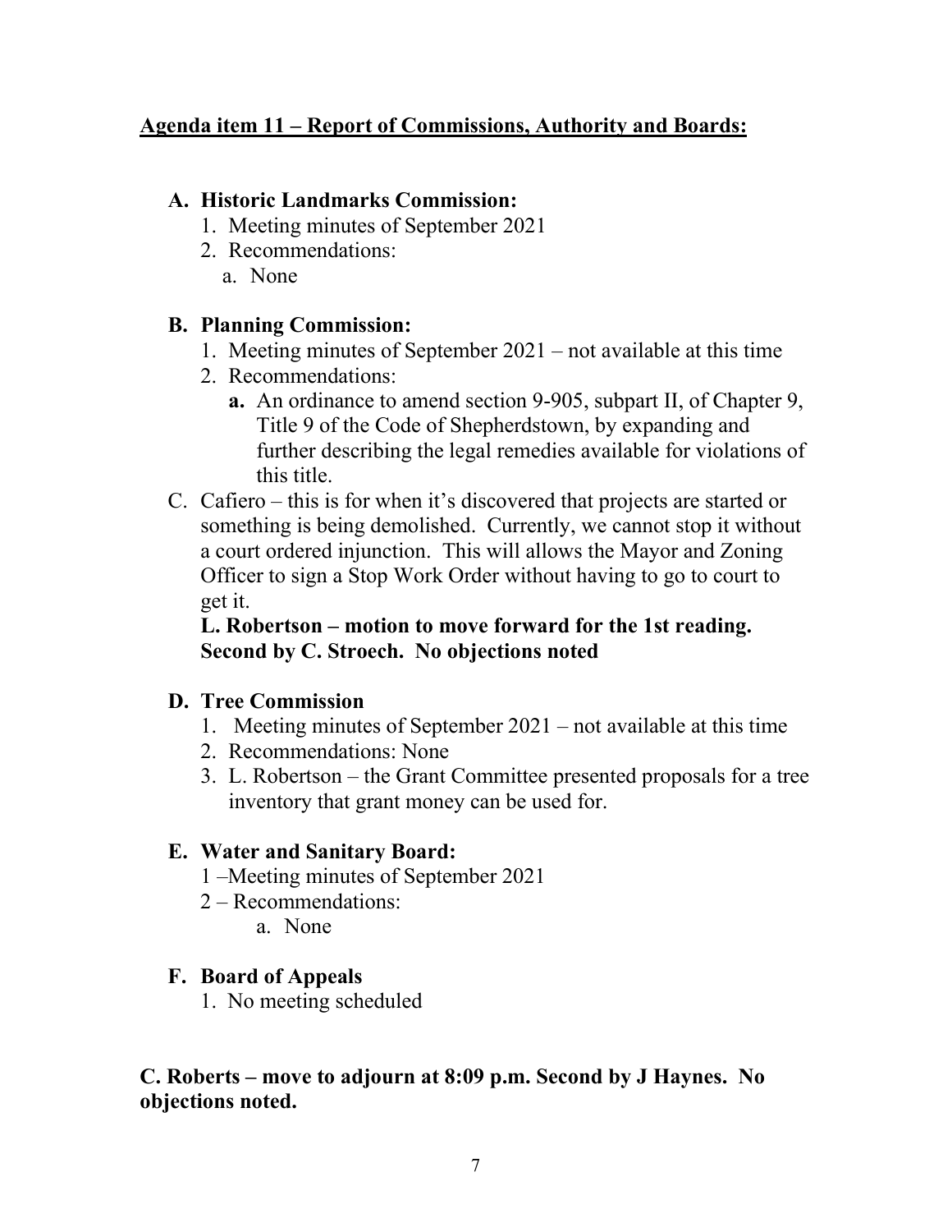**<u>Agenda item 11 – Report of Commissions, Authority and Boards:</u>**

**A. Historic Landmarks Commission:**

1. Meeting minutes of September 2021
2. Recommendations:
   a. None

**B. Planning Commission:**

1. Meeting minutes of September 2021 – not available at this time
2. Recommendations:
   **a.** An ordinance to amend section 9-905, subpart II, of Chapter 9, Title 9 of the Code of Shepherdstown, by expanding and further describing the legal remedies available for violations of this title.

C. Cafiero – this is for when it's discovered that projects are started or something is being demolished. Currently, we cannot stop it without a court ordered injunction. This will allows the Mayor and Zoning Officer to sign a Stop Work Order without having to go to court to get it.

**L. Robertson – motion to move forward for the 1st reading. Second by C. Stroech. No objections noted**

**D. Tree Commission**

1. Meeting minutes of September 2021 – not available at this time
2. Recommendations: None
3. L. Robertson – the Grant Committee presented proposals for a tree inventory that grant money can be used for.

**E. Water and Sanitary Board:**

1 –Meeting minutes of September 2021

2 – Recommendations:

  a. None

**F. Board of Appeals**

1. No meeting scheduled

**C. Roberts – move to adjourn at 8:09 p.m. Second by J Haynes. No objections noted.**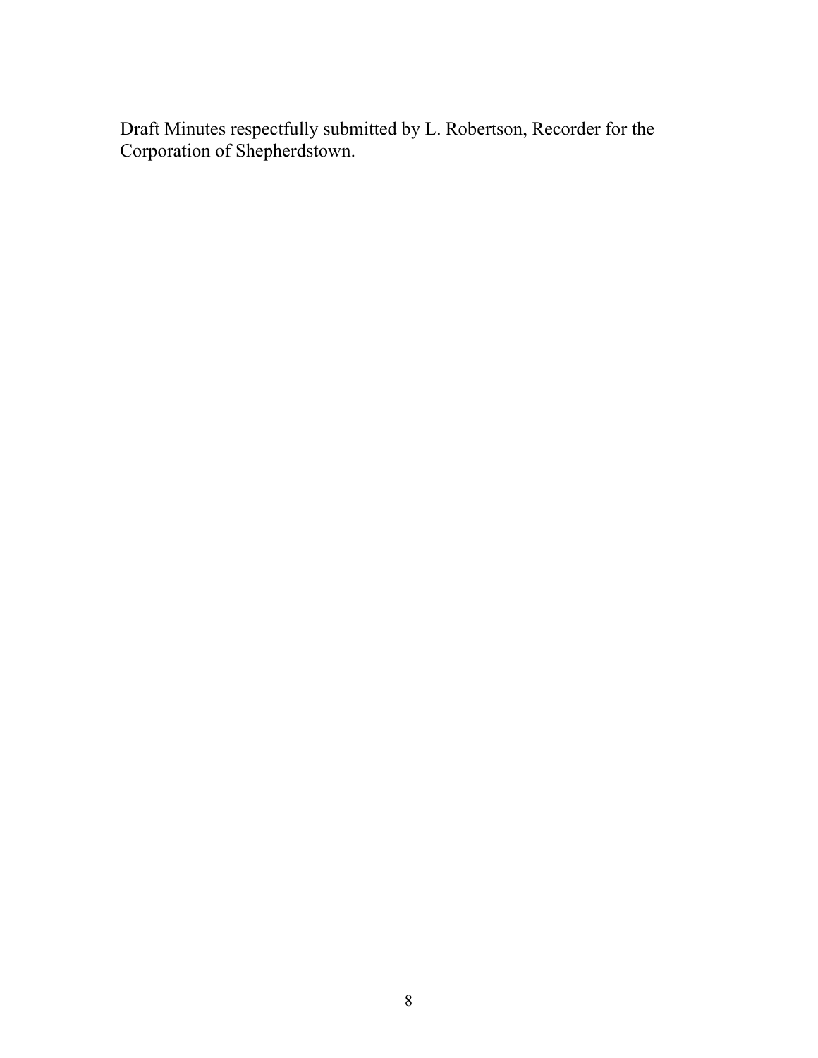Draft Minutes respectfully submitted by L. Robertson, Recorder for the Corporation of Shepherdstown.